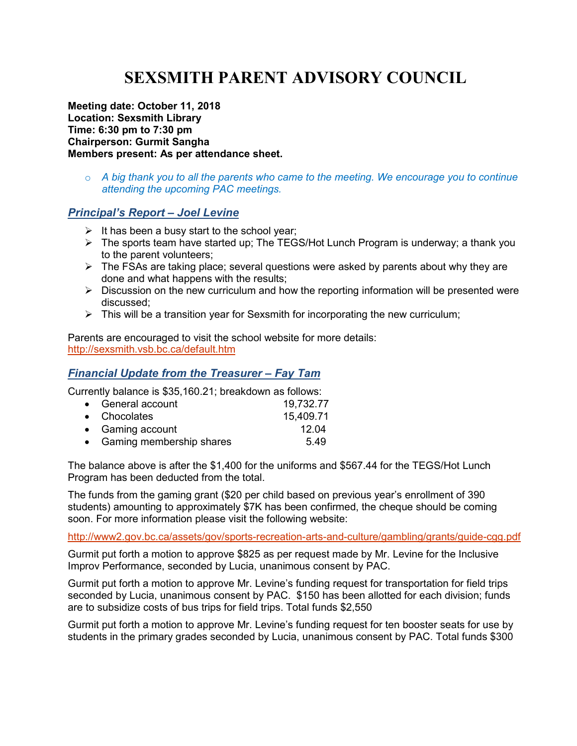# SEXSMITH PARENT ADVISORY COUNCIL

**Meeting date: October 11, 2018**
**Location: Sexsmith Library**
**Time: 6:30 pm to 7:30 pm**
**Chairperson: Gurmit Sangha**
**Members present: As per attendance sheet.**

- *A big thank you to all the parents who came to the meeting. We encourage you to continue attending the upcoming PAC meetings.*

## *Principal's Report – Joel Levine*

- It has been a busy start to the school year;
- The sports team have started up; The TEGS/Hot Lunch Program is underway; a thank you to the parent volunteers;
- The FSAs are taking place; several questions were asked by parents about why they are done and what happens with the results;
- Discussion on the new curriculum and how the reporting information will be presented were discussed;
- This will be a transition year for Sexsmith for incorporating the new curriculum;

Parents are encouraged to visit the school website for more details:
http://sexsmith.vsb.bc.ca/default.htm

## *Financial Update from the Treasurer – Fay Tam*

Currently balance is $35,160.21; breakdown as follows:

| | |
|---|---|
| General account | 19,732.77 |
| Chocolates | 15,409.71 |
| Gaming account | 12.04 |
| Gaming membership shares | 5.49 |

The balance above is after the $1,400 for the uniforms and $567.44 for the TEGS/Hot Lunch Program has been deducted from the total.

The funds from the gaming grant ($20 per child based on previous year's enrollment of 390 students) amounting to approximately $7K has been confirmed, the cheque should be coming soon. For more information please visit the following website:

http://www2.gov.bc.ca/assets/gov/sports-recreation-arts-and-culture/gambling/grants/guide-cgg.pdf

Gurmit put forth a motion to approve $825 as per request made by Mr. Levine for the Inclusive Improv Performance, seconded by Lucia, unanimous consent by PAC.

Gurmit put forth a motion to approve Mr. Levine's funding request for transportation for field trips seconded by Lucia, unanimous consent by PAC. $150 has been allotted for each division; funds are to subsidize costs of bus trips for field trips. Total funds $2,550

Gurmit put forth a motion to approve Mr. Levine's funding request for ten booster seats for use by students in the primary grades seconded by Lucia, unanimous consent by PAC. Total funds $300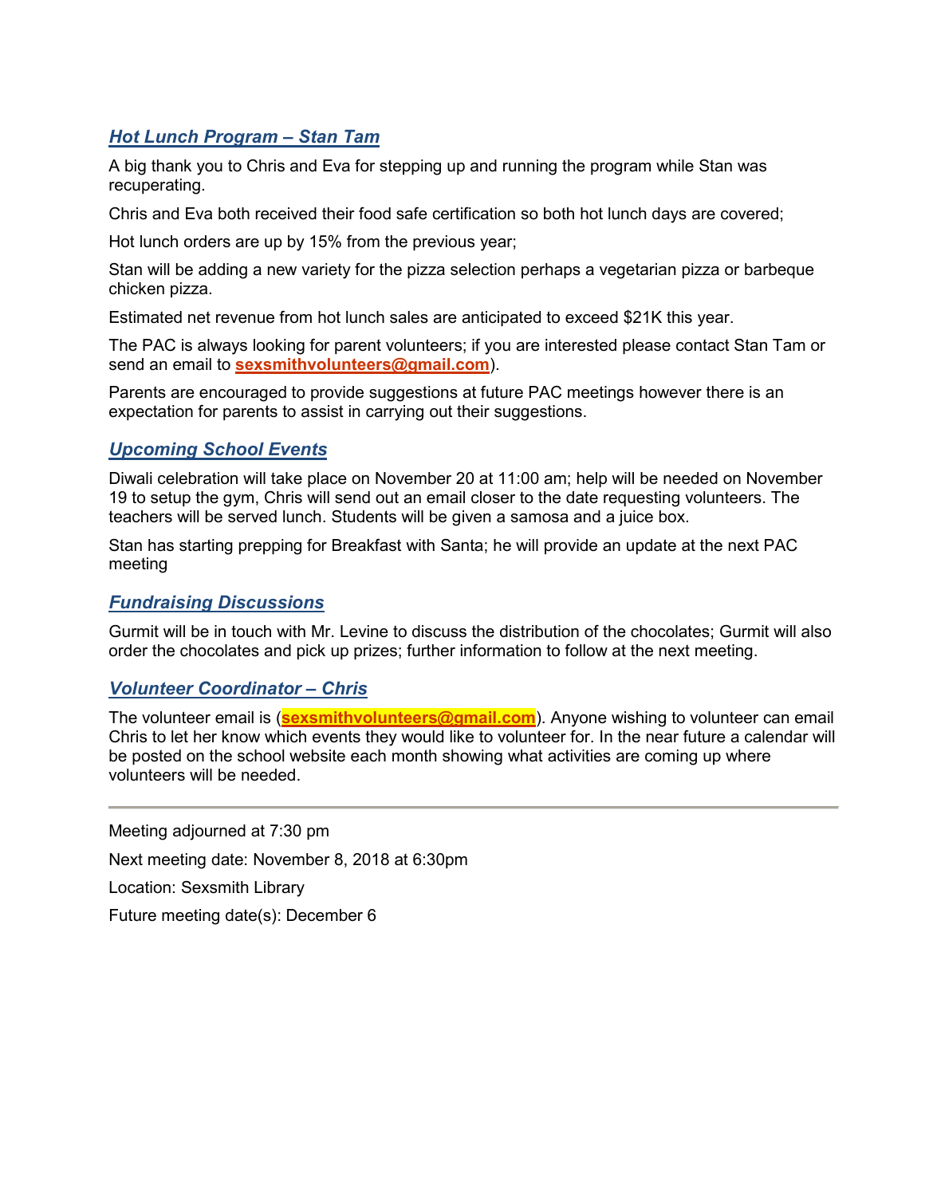### ***Hot Lunch Program – Stan Tam***

A big thank you to Chris and Eva for stepping up and running the program while Stan was recuperating.

Chris and Eva both received their food safe certification so both hot lunch days are covered;

Hot lunch orders are up by 15% from the previous year;

Stan will be adding a new variety for the pizza selection perhaps a vegetarian pizza or barbeque chicken pizza.

Estimated net revenue from hot lunch sales are anticipated to exceed $21K this year.

The PAC is always looking for parent volunteers; if you are interested please contact Stan Tam or send an email to **sexsmithvolunteers@gmail.com**).

Parents are encouraged to provide suggestions at future PAC meetings however there is an expectation for parents to assist in carrying out their suggestions.

### ***Upcoming School Events***

Diwali celebration will take place on November 20 at 11:00 am; help will be needed on November 19 to setup the gym, Chris will send out an email closer to the date requesting volunteers. The teachers will be served lunch. Students will be given a samosa and a juice box.

Stan has starting prepping for Breakfast with Santa; he will provide an update at the next PAC meeting

### ***Fundraising Discussions***

Gurmit will be in touch with Mr. Levine to discuss the distribution of the chocolates; Gurmit will also order the chocolates and pick up prizes; further information to follow at the next meeting.

### ***Volunteer Coordinator – Chris***

The volunteer email is (**sexsmithvolunteers@gmail.com**). Anyone wishing to volunteer can email Chris to let her know which events they would like to volunteer for. In the near future a calendar will be posted on the school website each month showing what activities are coming up where volunteers will be needed.

---

Meeting adjourned at 7:30 pm

Next meeting date: November 8, 2018 at 6:30pm

Location: Sexsmith Library

Future meeting date(s): December 6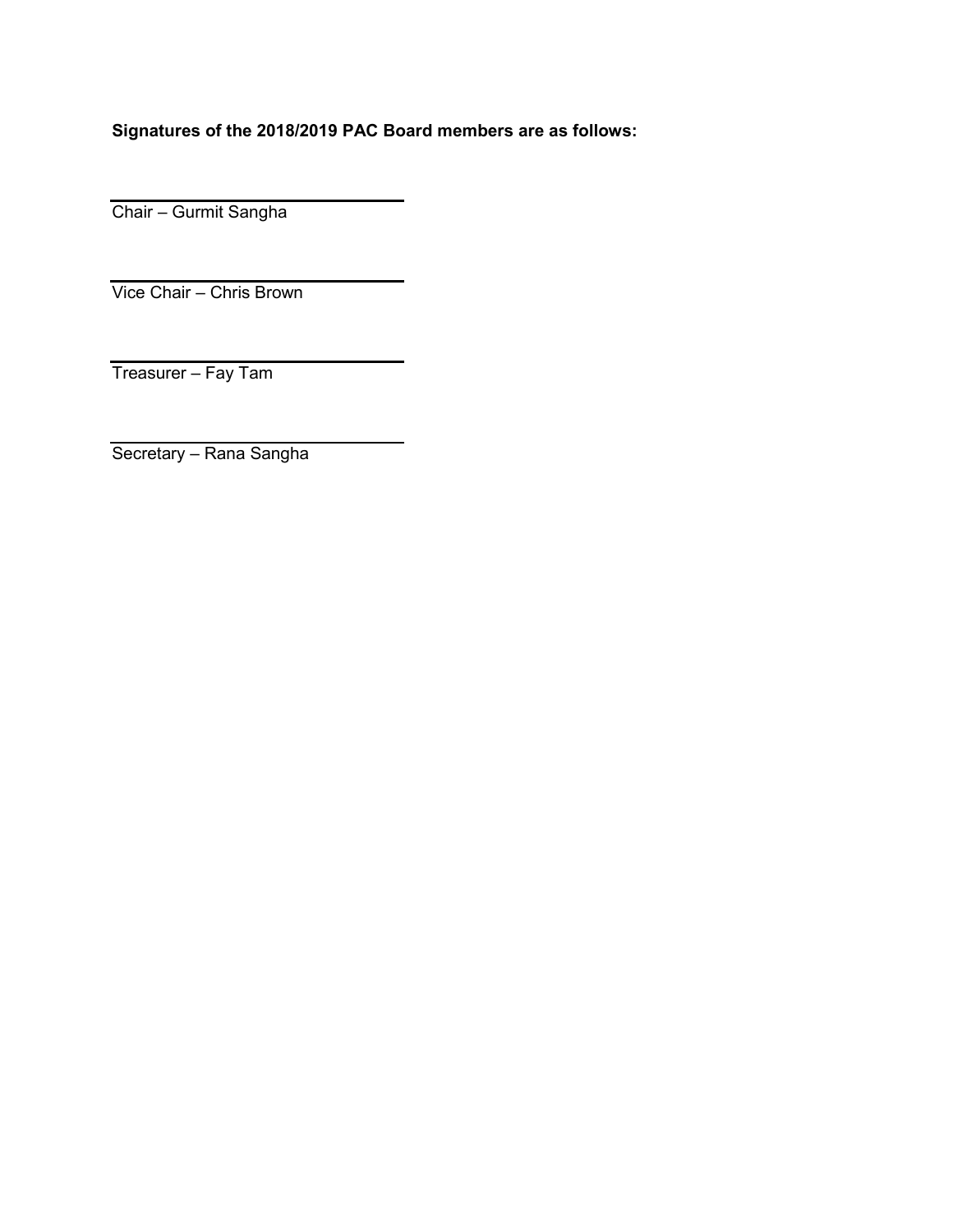**Signatures of the 2018/2019 PAC Board members are as follows:**

\_\_\_\_\_\_\_\_\_\_\_\_\_\_\_\_\_\_\_\_\_\_\_\_\_\_\_\_\_\_

Chair – Gurmit Sangha

\_\_\_\_\_\_\_\_\_\_\_\_\_\_\_\_\_\_\_\_\_\_\_\_\_\_\_\_\_\_

Vice Chair – Chris Brown

\_\_\_\_\_\_\_\_\_\_\_\_\_\_\_\_\_\_\_\_\_\_\_\_\_\_\_\_\_\_

Treasurer – Fay Tam

\_\_\_\_\_\_\_\_\_\_\_\_\_\_\_\_\_\_\_\_\_\_\_\_\_\_\_\_\_\_

Secretary – Rana Sangha